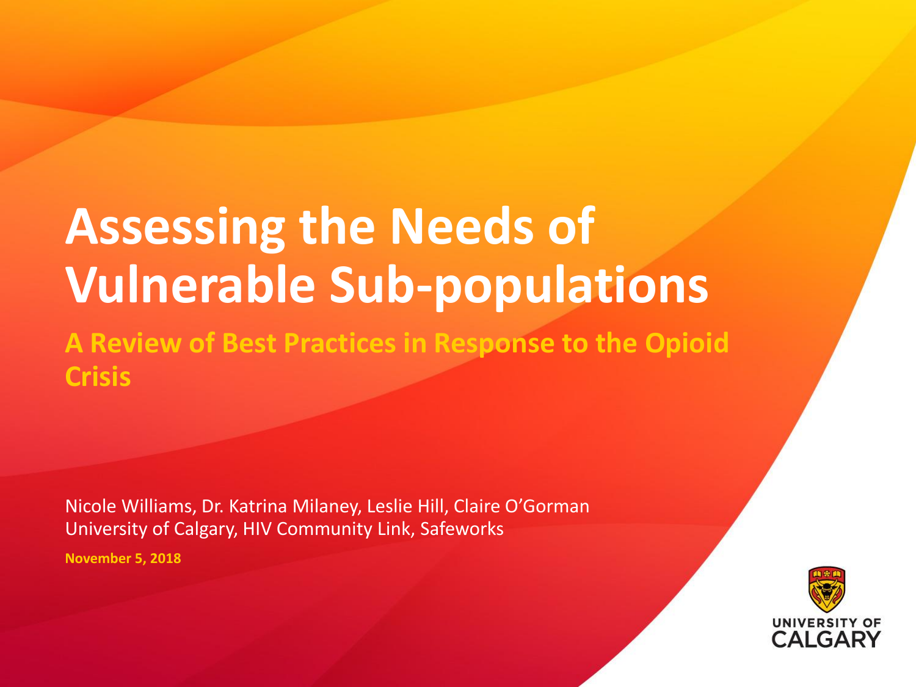# Assessing the Needs of Vulnerable Sub-populations

## A Review of Best Practices in Response to the Opioid Crisis

Nicole Williams, Dr. Katrina Milaney, Leslie Hill, Claire O'Gorman
University of Calgary, HIV Community Link, Safeworks

**November 5, 2018**

UNIVERSITY OF CALGARY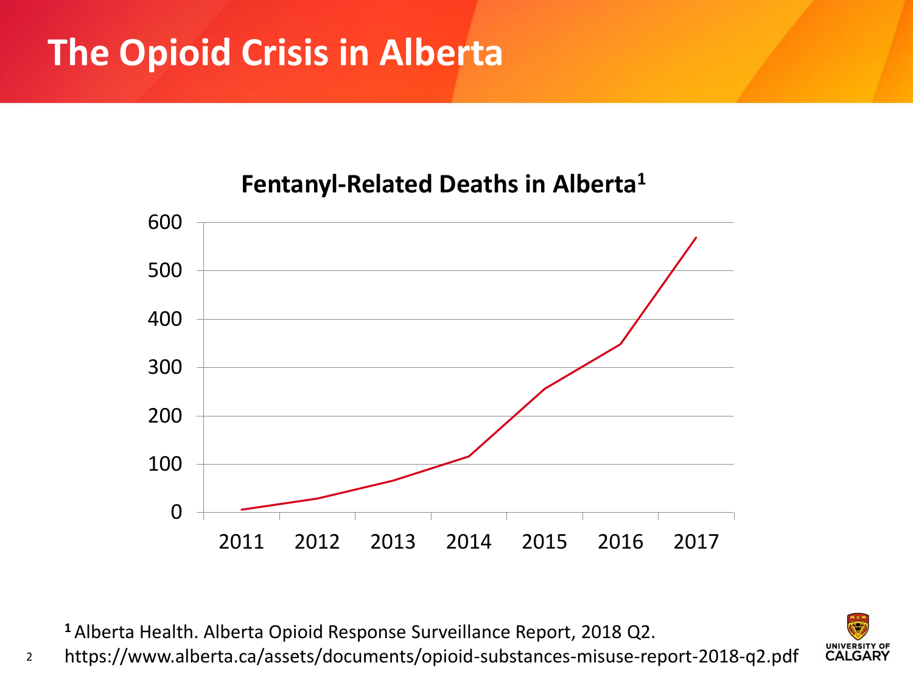# The Opioid Crisis in Alberta

**Fentanyl-Related Deaths in Alberta[1]**

[1] Alberta Health. Alberta Opioid Response Surveillance Report, 2018 Q2. https://www.alberta.ca/assets/documents/opioid-substances-misuse-report-2018-q2.pdf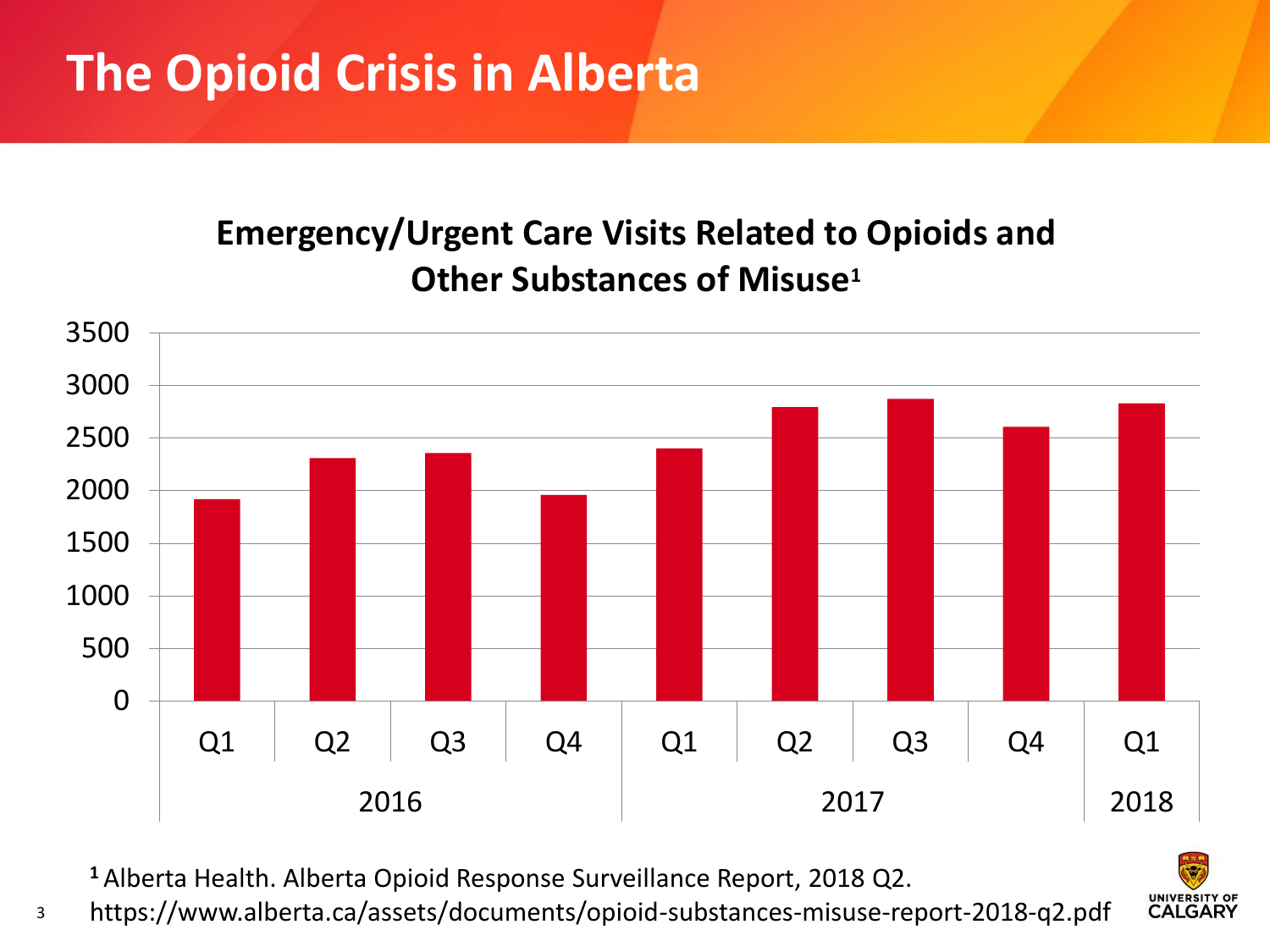# The Opioid Crisis in Alberta

**Emergency/Urgent Care Visits Related to Opioids and Other Substances of Misuse[1]**

| Year | Quarter | Visits (approx.) |
| --- | --- | --- |
| 2016 | Q1 | ~1920 |
| 2016 | Q2 | ~2310 |
| 2016 | Q3 | ~2360 |
| 2016 | Q4 | ~1960 |
| 2017 | Q1 | ~2400 |
| 2017 | Q2 | ~2790 |
| 2017 | Q3 | ~2870 |
| 2017 | Q4 | ~2600 |
| 2018 | Q1 | ~2820 |

[1] Alberta Health. Alberta Opioid Response Surveillance Report, 2018 Q2. https://www.alberta.ca/assets/documents/opioid-substances-misuse-report-2018-q2.pdf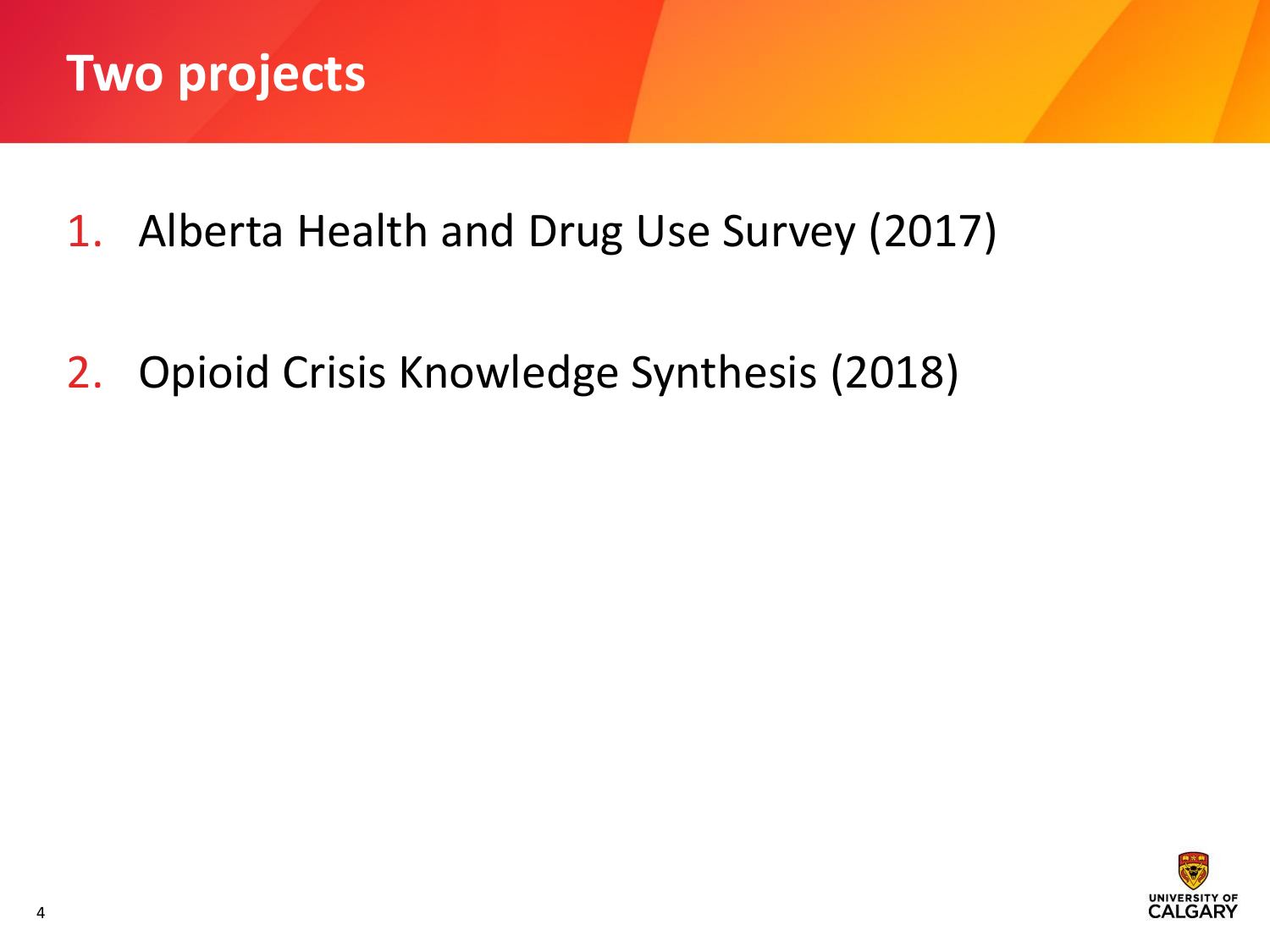# Two projects

1. Alberta Health and Drug Use Survey (2017)

2. Opioid Crisis Knowledge Synthesis (2018)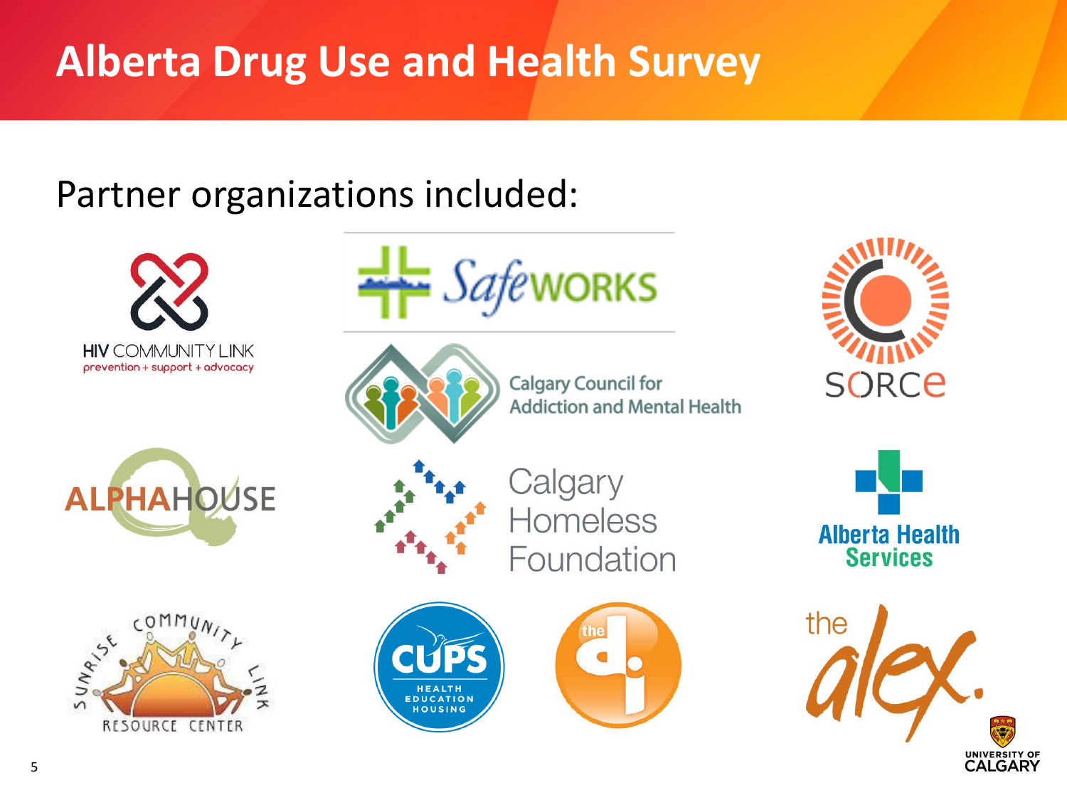# Alberta Drug Use and Health Survey

Partner organizations included:

- HIV COMMUNITY LINK — prevention + support + advocacy
- Safeworks
- SORCe
- Calgary Council for Addiction and Mental Health
- ALPHAHOUSE
- Calgary Homeless Foundation
- Alberta Health Services
- Sunrise Community Link Resource Center
- CUPS — Health Education Housing
- the dI
- the alex.
- University of Calgary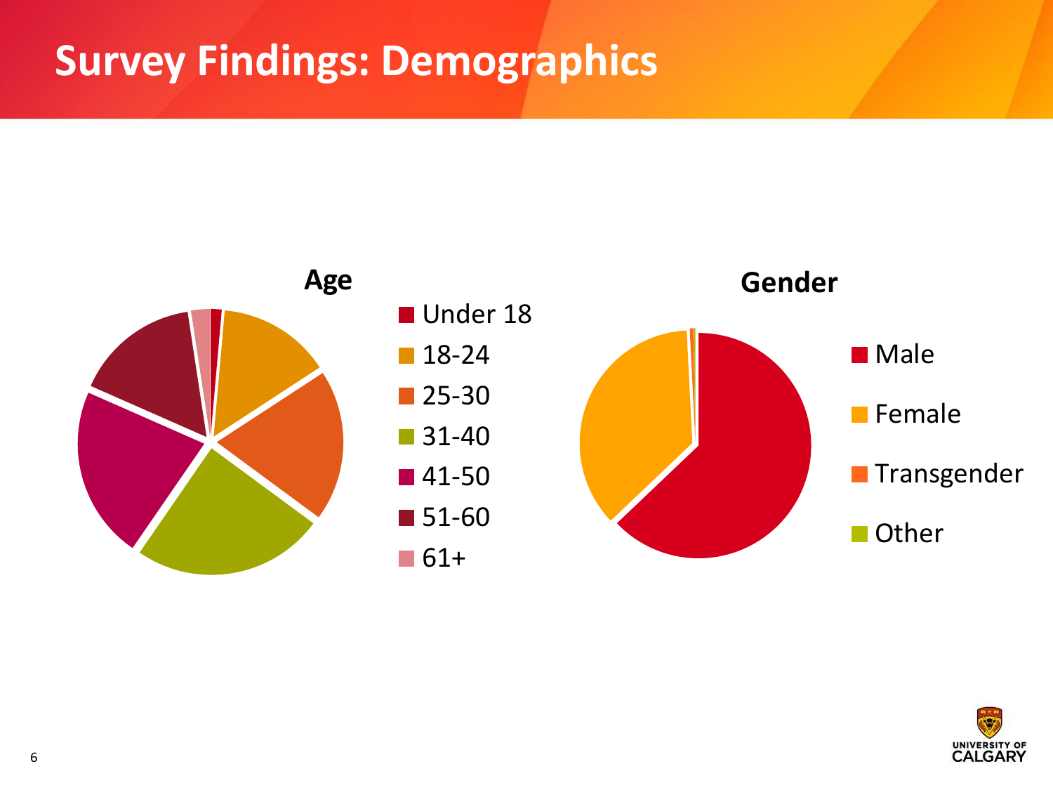# Survey Findings: Demographics

**Age**

- Under 18
- 18-24
- 25-30
- 31-40
- 41-50
- 51-60
- 61+

**Gender**

- Male
- Female
- Transgender
- Other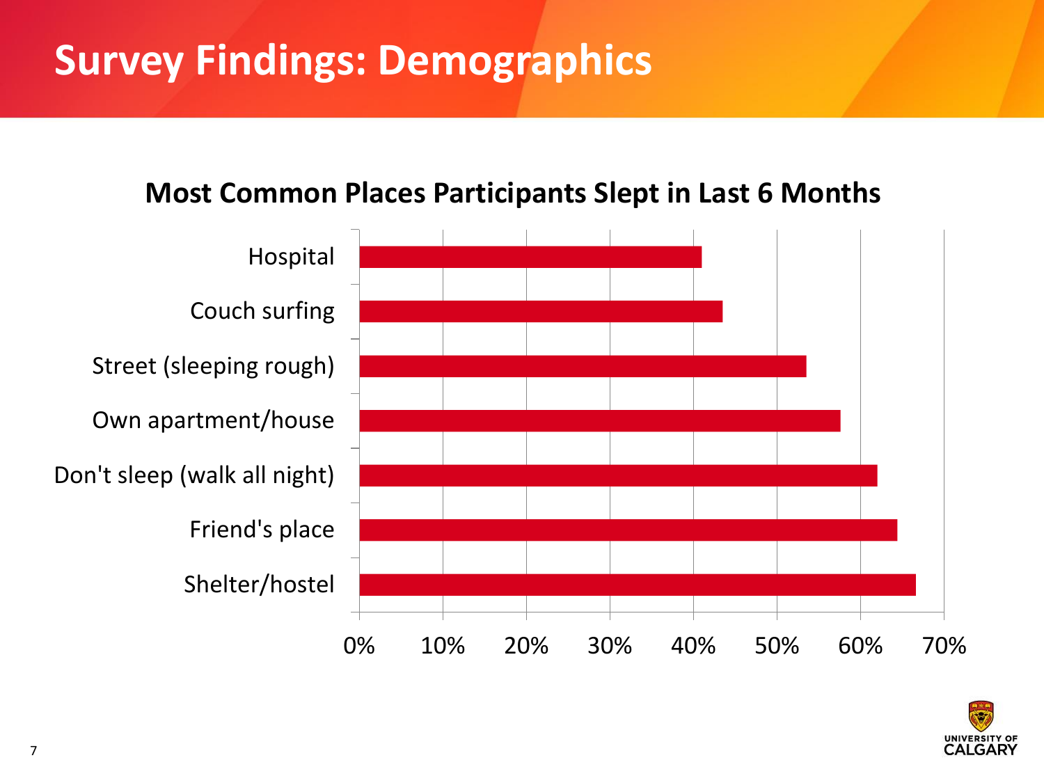# Survey Findings: Demographics

**Most Common Places Participants Slept in Last 6 Months**

Hospital

Couch surfing

Street (sleeping rough)

Own apartment/house

Don't sleep (walk all night)

Friend's place

Shelter/hostel

0% 10% 20% 30% 40% 50% 60% 70%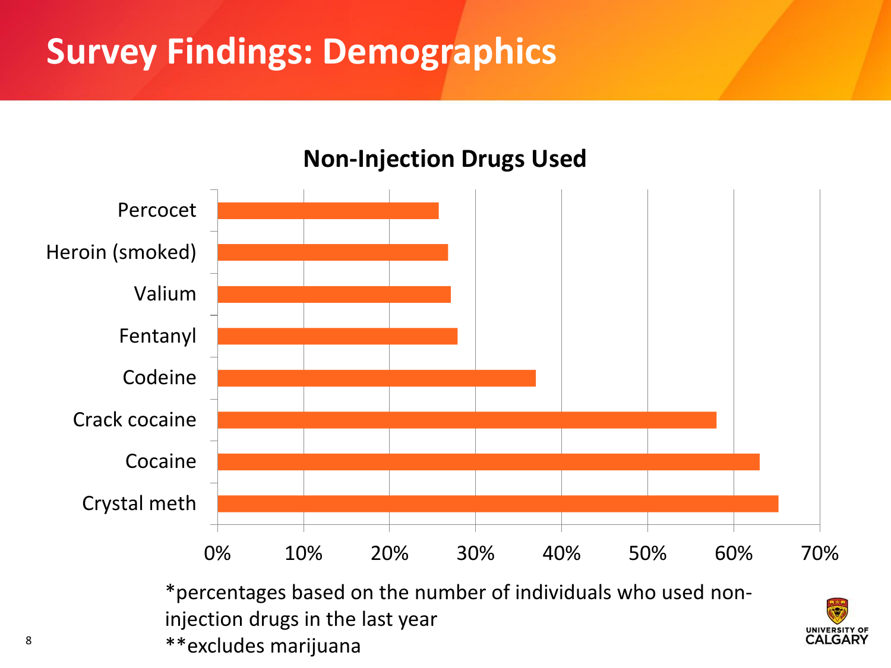# Survey Findings: Demographics

## Non-Injection Drugs Used

| Drug | Percentage (approx.) |
|---|---|
| Percocet | ~26% |
| Heroin (smoked) | ~27% |
| Valium | ~27% |
| Fentanyl | ~28% |
| Codeine | ~37% |
| Crack cocaine | ~58% |
| Cocaine | ~63% |
| Crystal meth | ~65% |

*percentages based on the number of individuals who used non-injection drugs in the last year

**excludes marijuana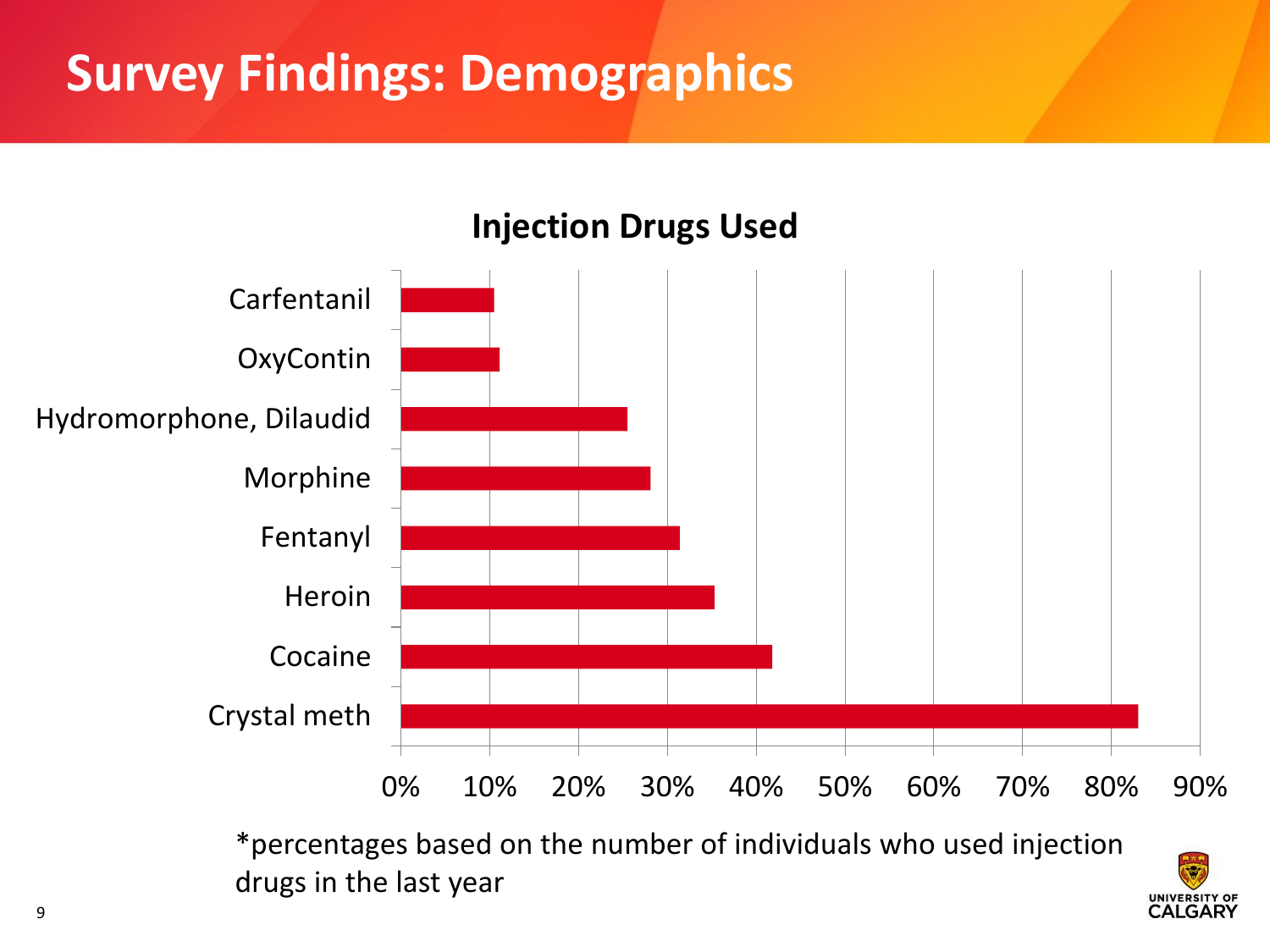# Survey Findings: Demographics

**Injection Drugs Used**

Carfentanil

OxyContin

Hydromorphone, Dilaudid

Morphine

Fentanyl

Heroin

Cocaine

Crystal meth

0% 10% 20% 30% 40% 50% 60% 70% 80% 90%

*percentages based on the number of individuals who used injection drugs in the last year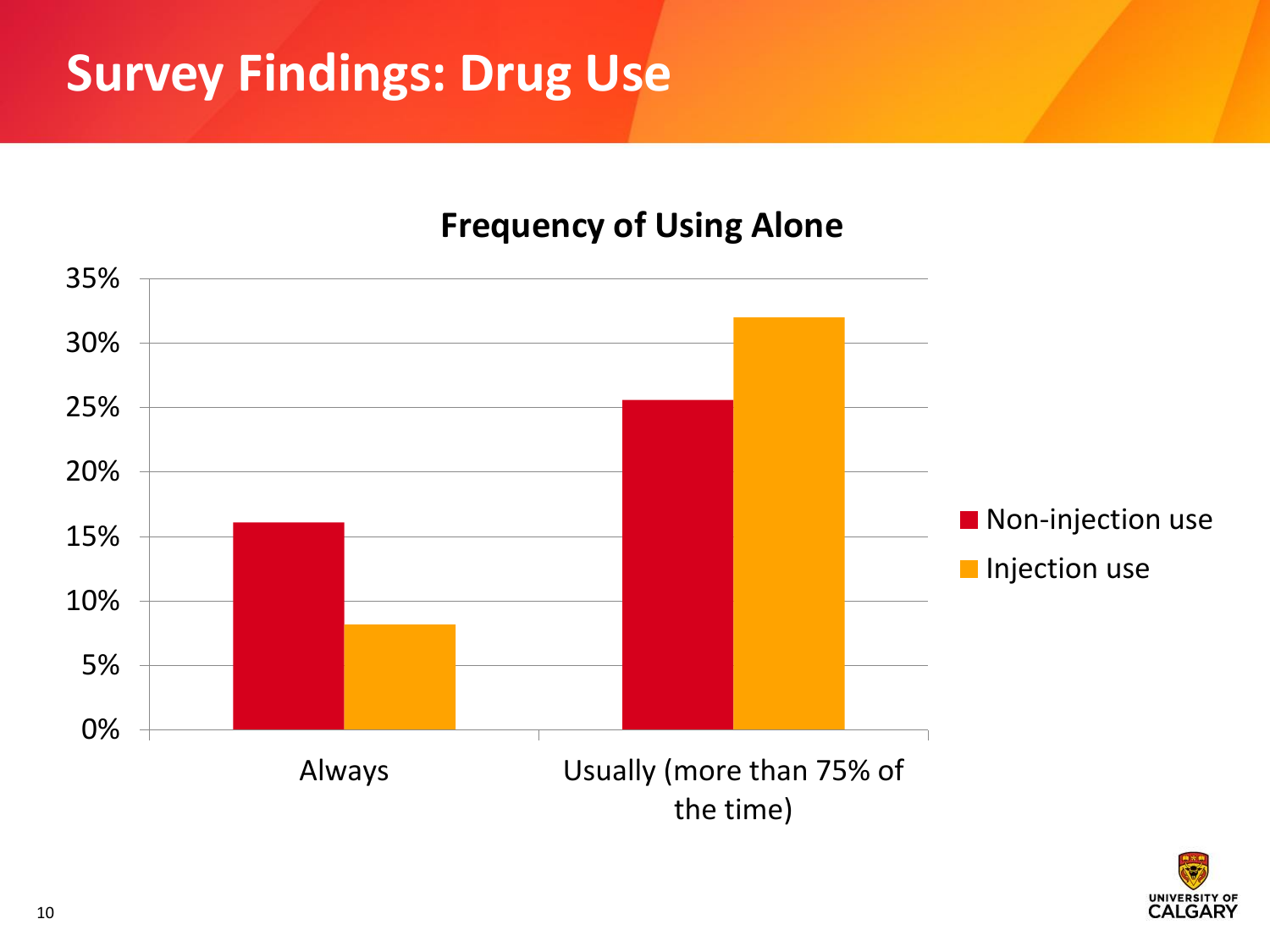# Survey Findings: Drug Use

**Frequency of Using Alone**

| | Non-injection use | Injection use |
|---|---|---|
| Always | ~16% | ~8% |
| Usually (more than 75% of the time) | ~25.5% | ~32% |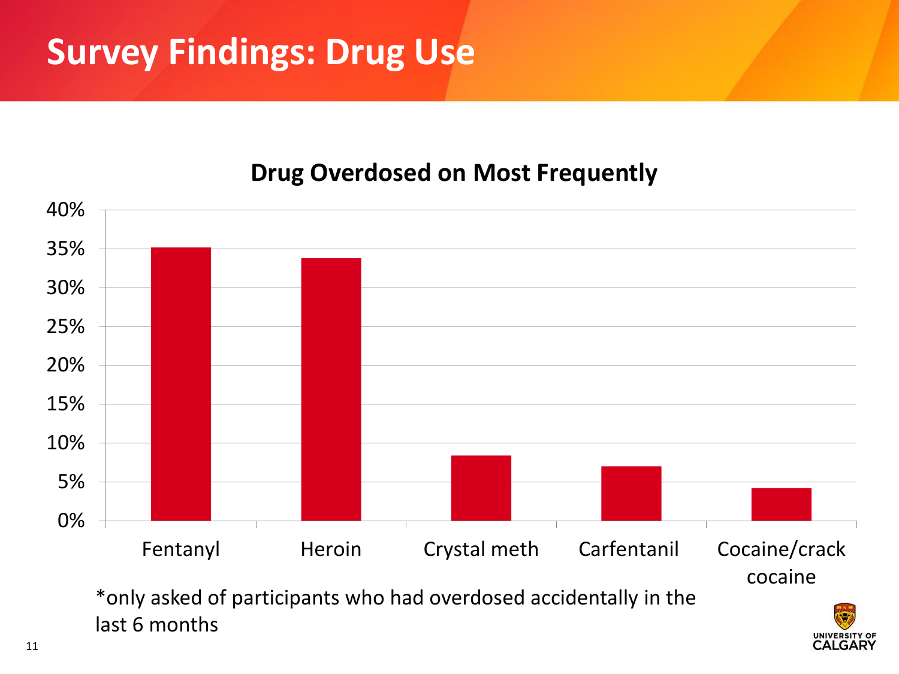# Survey Findings: Drug Use

## Drug Overdosed on Most Frequently

| Drug | Percentage |
|---|---|
| Fentanyl | ~35% |
| Heroin | ~34% |
| Crystal meth | ~8% |
| Carfentanil | ~7% |
| Cocaine/crack cocaine | ~4% |

*only asked of participants who had overdosed accidentally in the last 6 months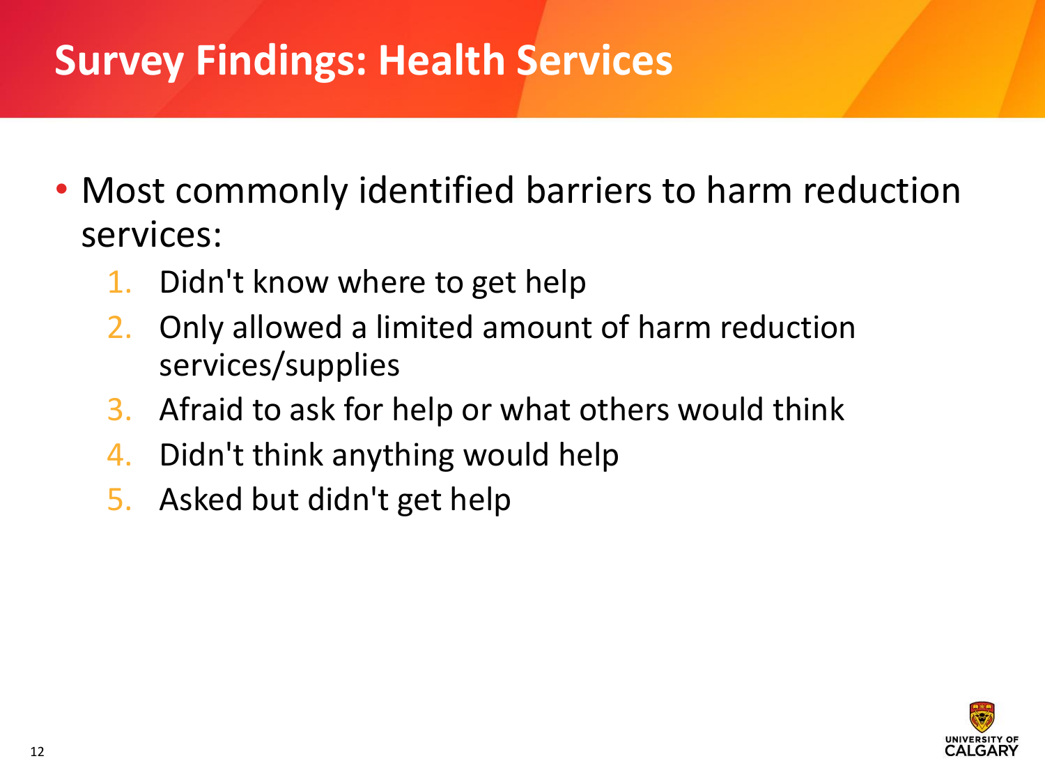# Survey Findings: Health Services

- Most commonly identified barriers to harm reduction services:
  1. Didn't know where to get help
  2. Only allowed a limited amount of harm reduction services/supplies
  3. Afraid to ask for help or what others would think
  4. Didn't think anything would help
  5. Asked but didn't get help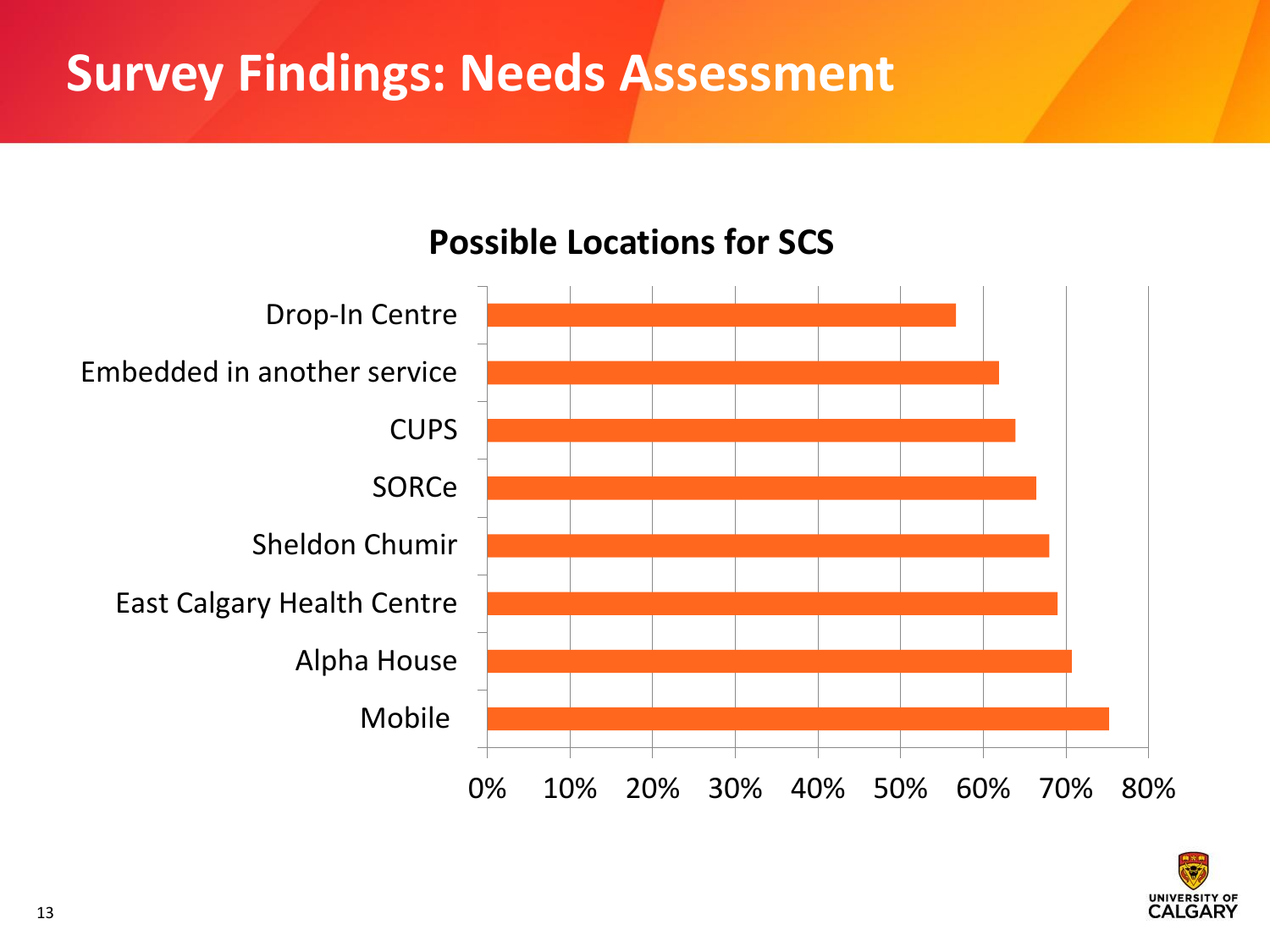# Survey Findings: Needs Assessment

**Possible Locations for SCS**

| Location | Approx. % |
|---|---|
| Drop-In Centre | ~57% |
| Embedded in another service | ~62% |
| CUPS | ~64% |
| SORCe | ~66% |
| Sheldon Chumir | ~68% |
| East Calgary Health Centre | ~69% |
| Alpha House | ~71% |
| Mobile | ~75% |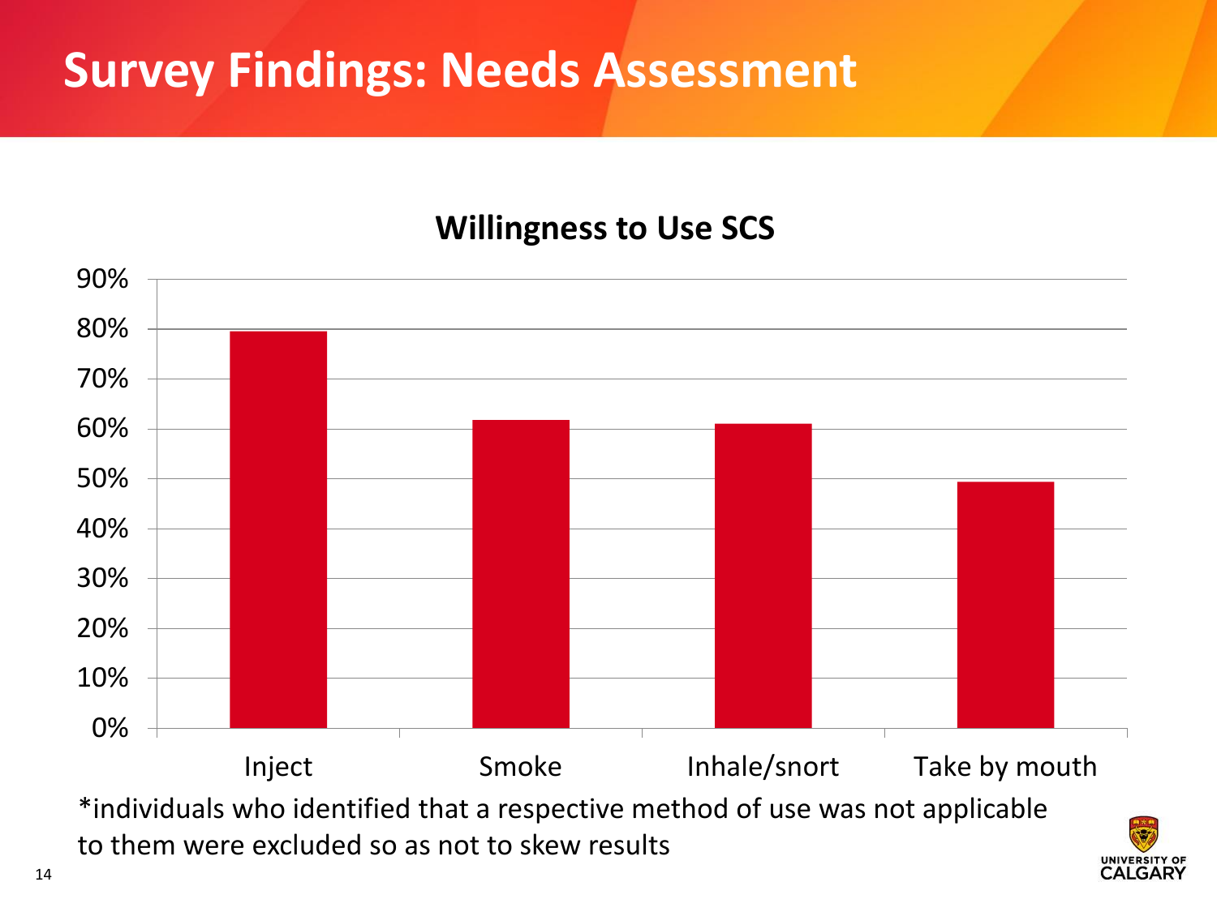# Survey Findings: Needs Assessment

**Willingness to Use SCS**

| Method | Willingness |
|---|---|
| Inject | ~80% |
| Smoke | ~62% |
| Inhale/snort | ~61% |
| Take by mouth | ~49% |

*individuals who identified that a respective method of use was not applicable to them were excluded so as not to skew results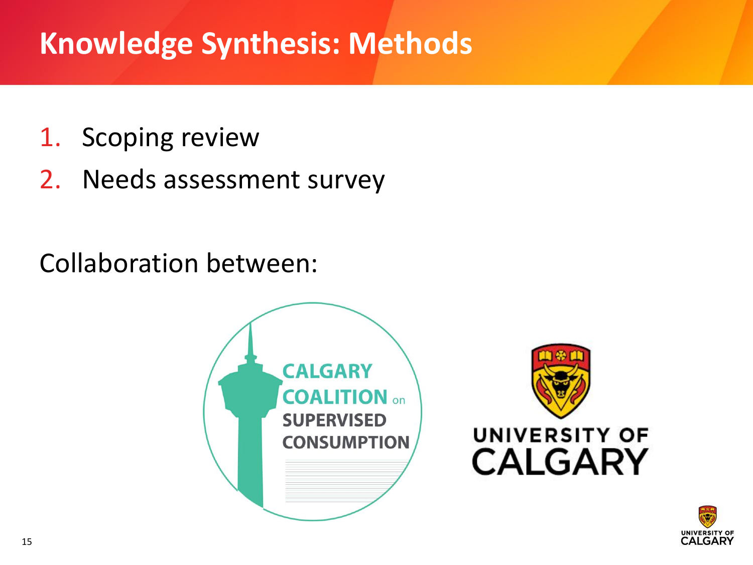# Knowledge Synthesis: Methods

1. Scoping review
2. Needs assessment survey

Collaboration between:

CALGARY COALITION on SUPERVISED CONSUMPTION

UNIVERSITY OF CALGARY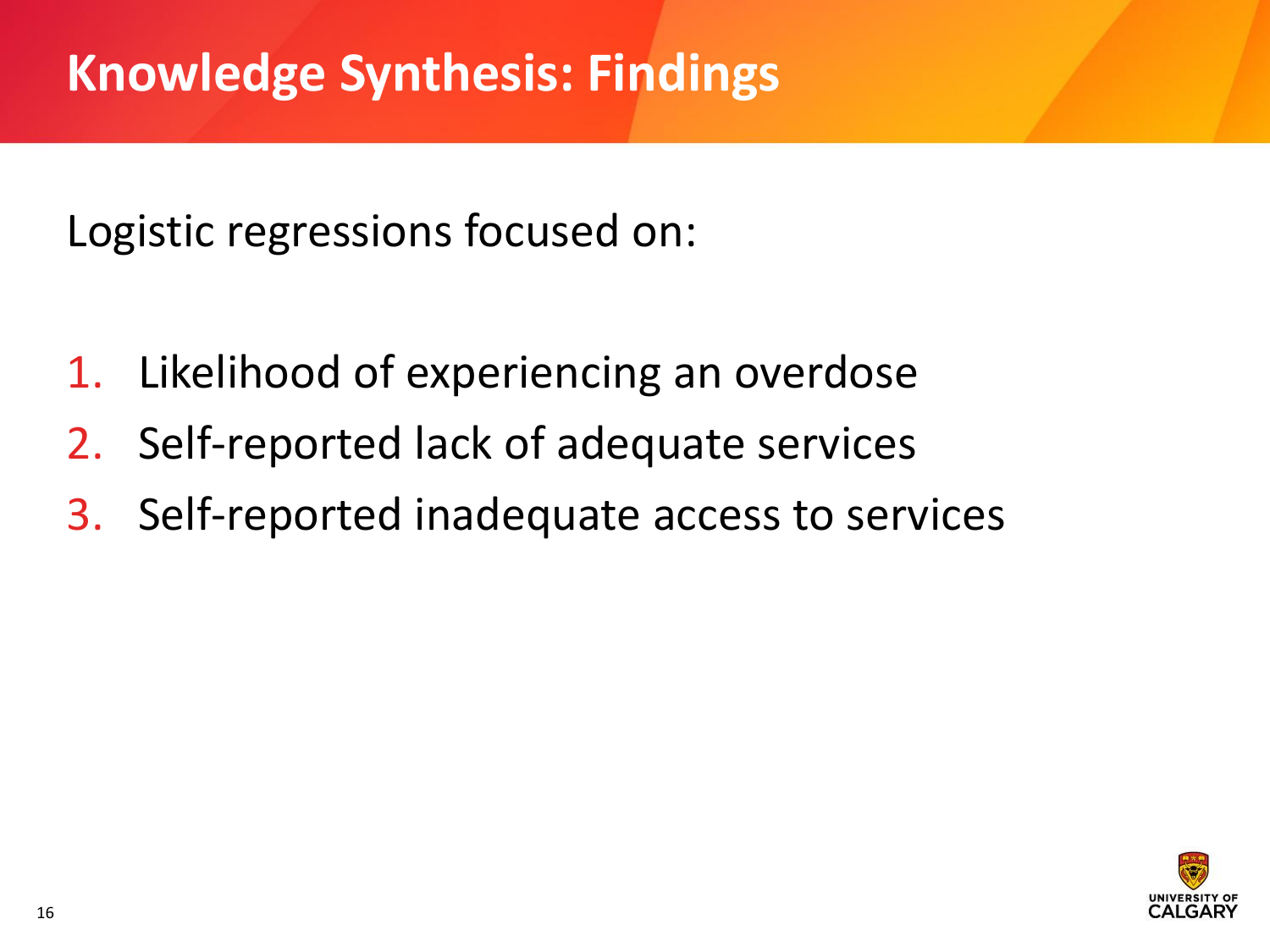# Knowledge Synthesis: Findings

Logistic regressions focused on:

1. Likelihood of experiencing an overdose
2. Self-reported lack of adequate services
3. Self-reported inadequate access to services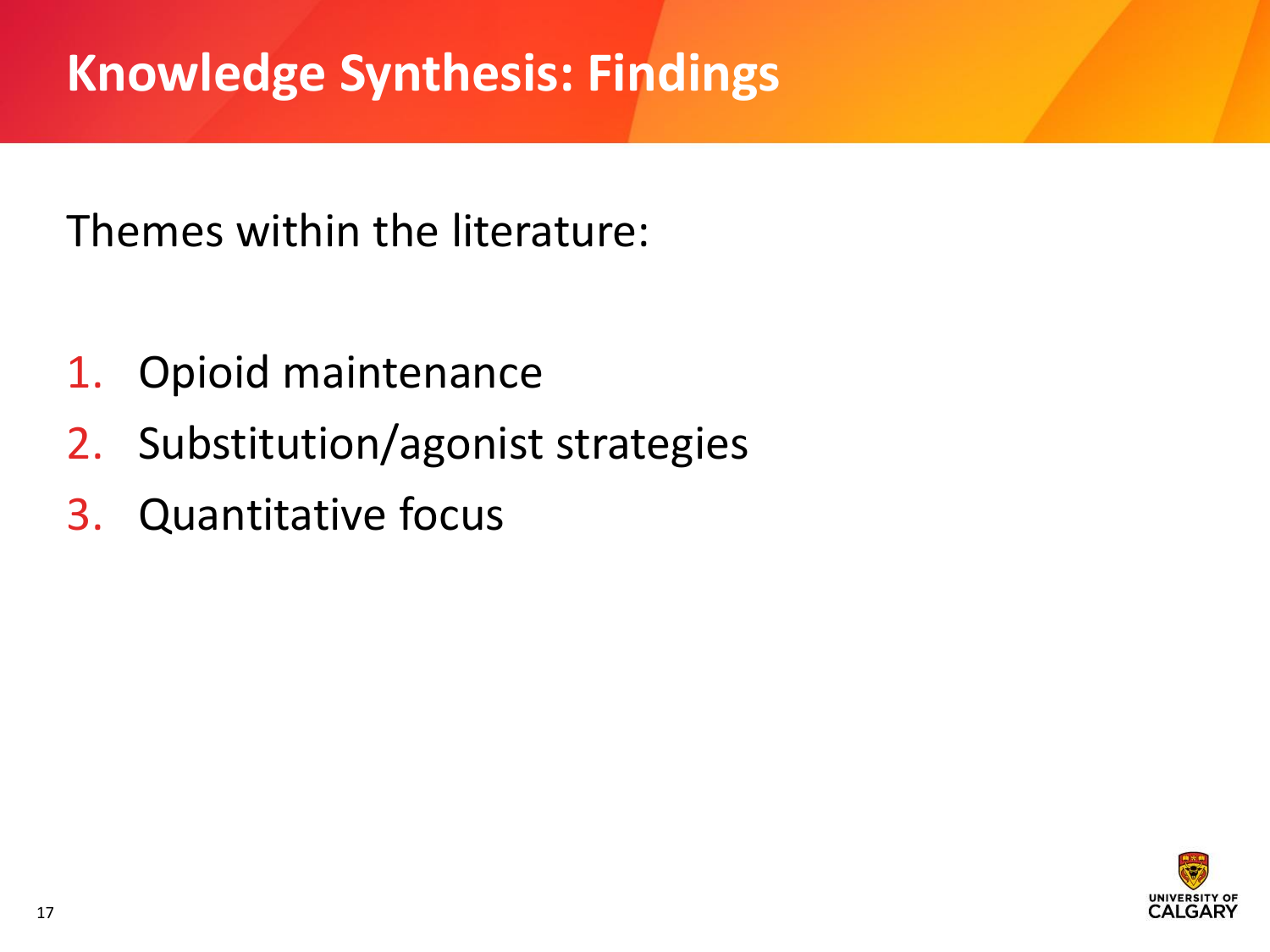# Knowledge Synthesis: Findings

Themes within the literature:

1. Opioid maintenance
2. Substitution/agonist strategies
3. Quantitative focus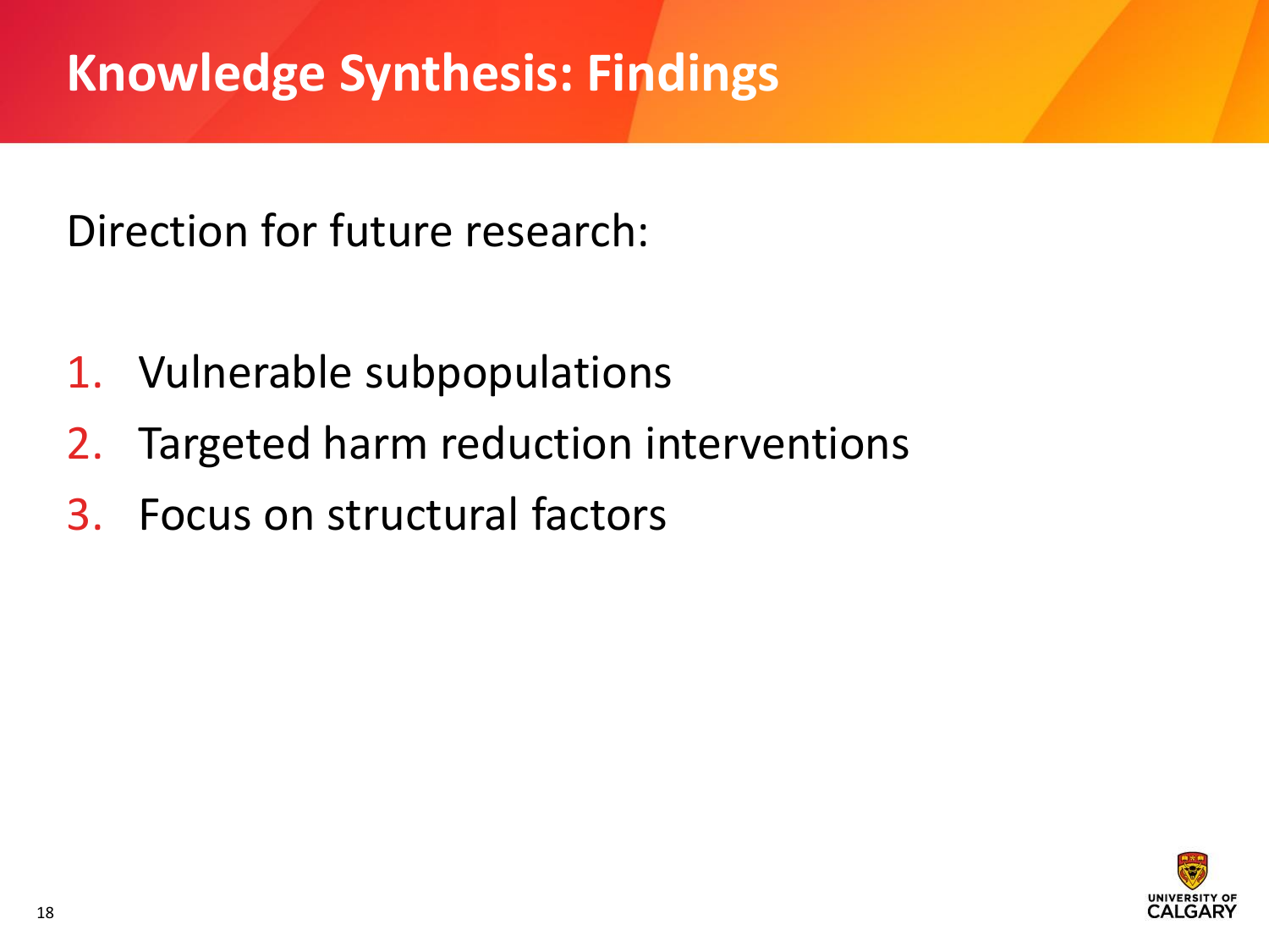# Knowledge Synthesis: Findings

Direction for future research:

1. Vulnerable subpopulations
2. Targeted harm reduction interventions
3. Focus on structural factors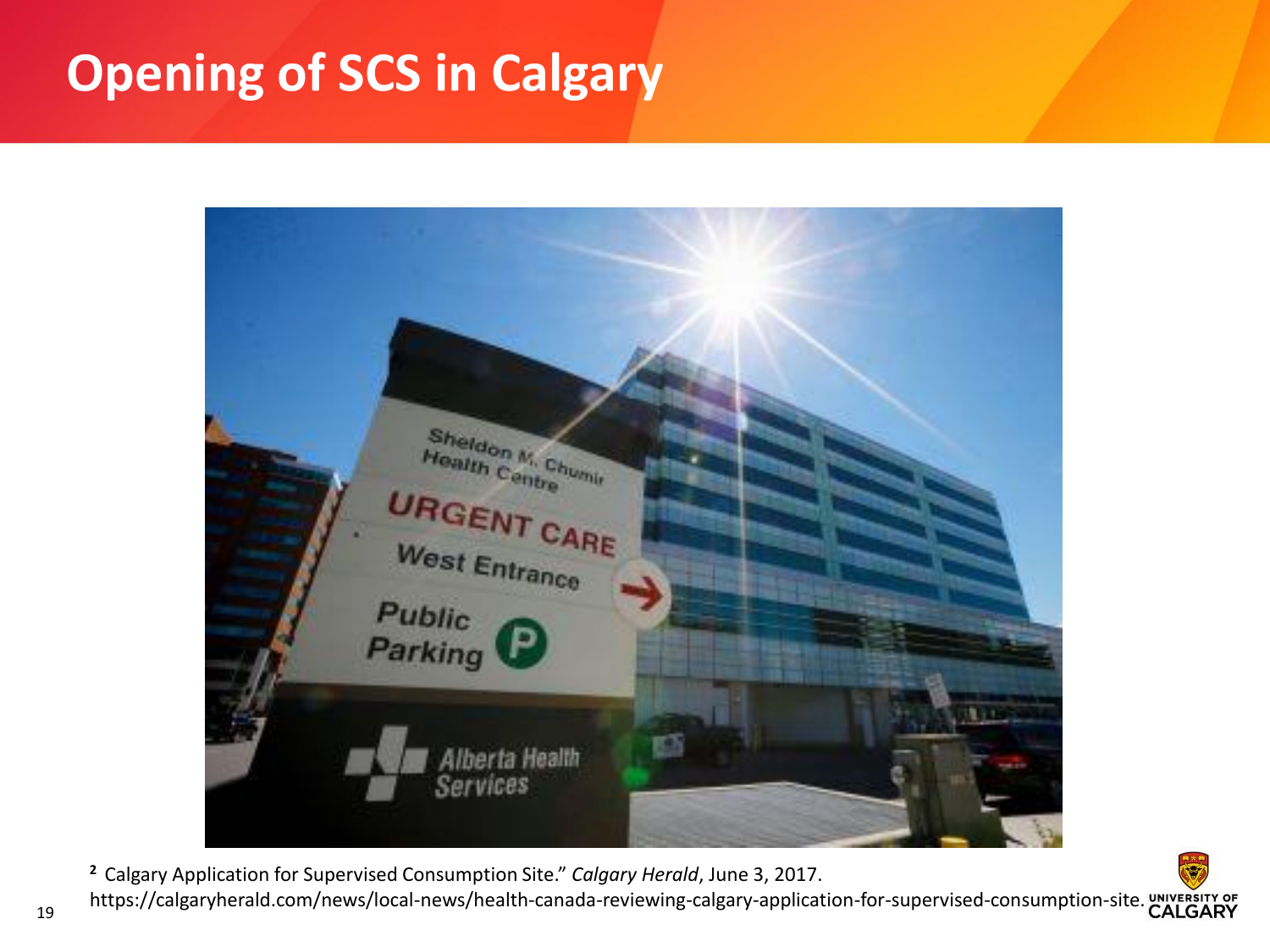# Opening of SCS in Calgary

[2] Calgary Application for Supervised Consumption Site." *Calgary Herald*, June 3, 2017. https://calgaryherald.com/news/local-news/health-canada-reviewing-calgary-application-for-supervised-consumption-site.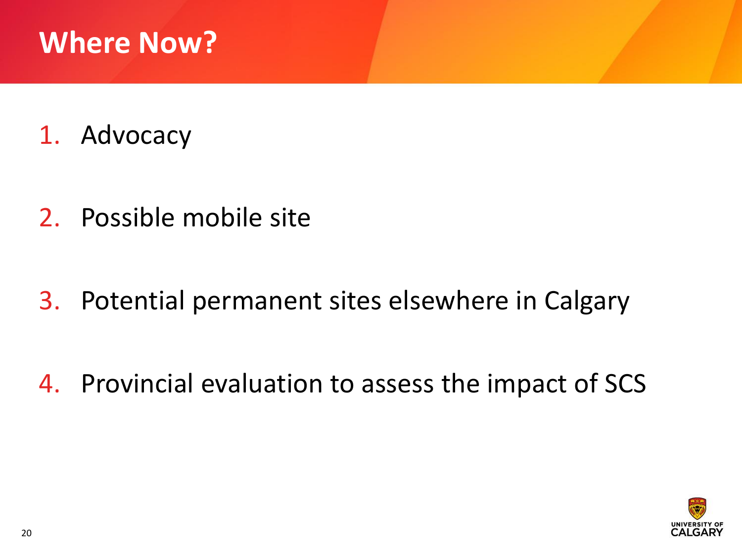# Where Now?

1. Advocacy
2. Possible mobile site
3. Potential permanent sites elsewhere in Calgary
4. Provincial evaluation to assess the impact of SCS